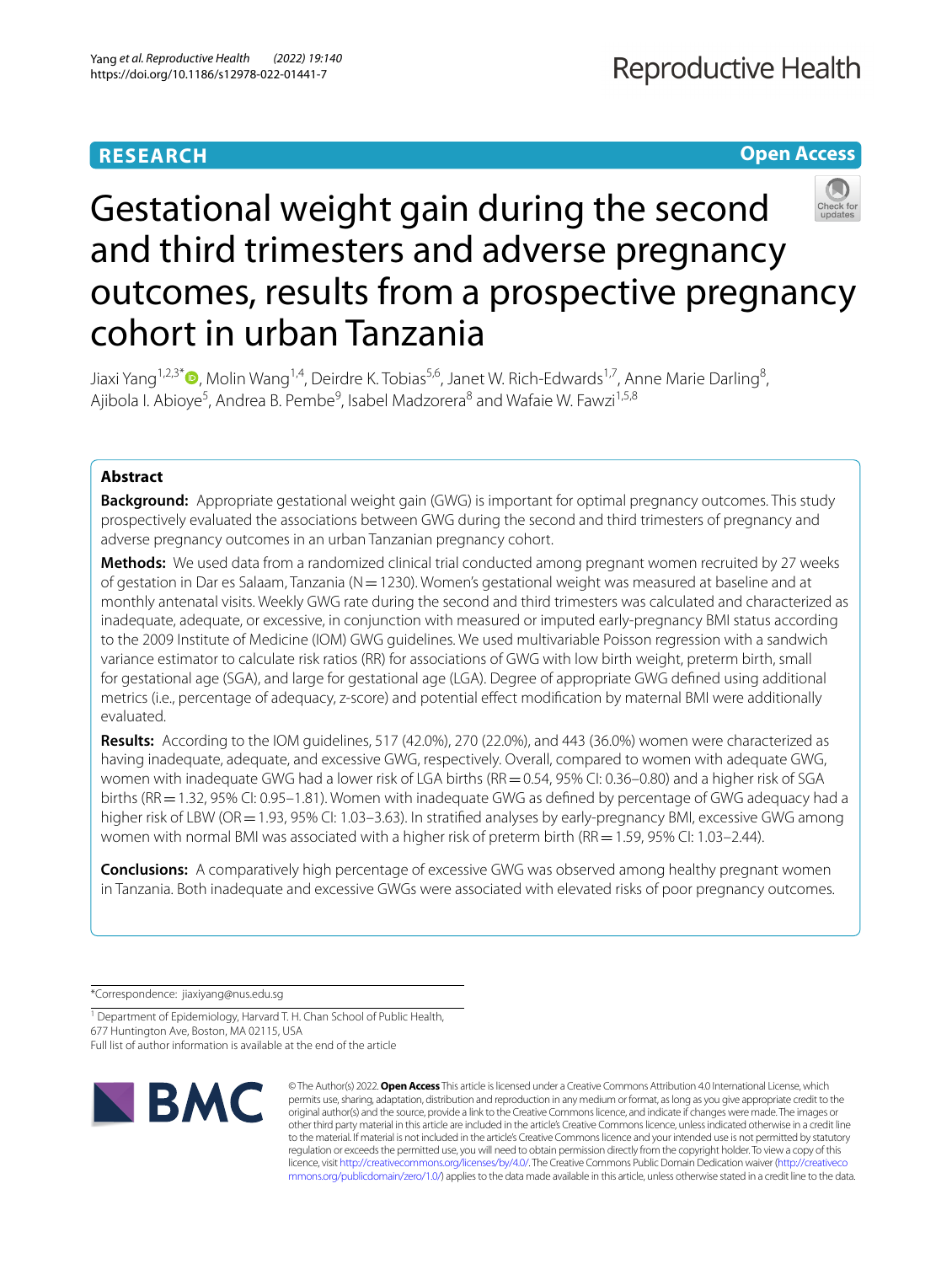RESEARCH

Open Access

# Gestational weight gain during the second and third trimesters and adverse pregnancy outcomes, results from a prospective pregnancy cohort in urban Tanzania

Jiaxi Yang[1,2,3*], Molin Wang[1,4], Deirdre K. Tobias[5,6], Janet W. Rich-Edwards[1,7], Anne Marie Darling[8], Ajibola I. Abioye[5], Andrea B. Pembe[9], Isabel Madzorera[8] and Wafaie W. Fawzi[1,5,8]

## Abstract

**Background:** Appropriate gestational weight gain (GWG) is important for optimal pregnancy outcomes. This study prospectively evaluated the associations between GWG during the second and third trimesters of pregnancy and adverse pregnancy outcomes in an urban Tanzanian pregnancy cohort.

**Methods:** We used data from a randomized clinical trial conducted among pregnant women recruited by 27 weeks of gestation in Dar es Salaam, Tanzania (N = 1230). Women's gestational weight was measured at baseline and at monthly antenatal visits. Weekly GWG rate during the second and third trimesters was calculated and characterized as inadequate, adequate, or excessive, in conjunction with measured or imputed early-pregnancy BMI status according to the 2009 Institute of Medicine (IOM) GWG guidelines. We used multivariable Poisson regression with a sandwich variance estimator to calculate risk ratios (RR) for associations of GWG with low birth weight, preterm birth, small for gestational age (SGA), and large for gestational age (LGA). Degree of appropriate GWG defined using additional metrics (i.e., percentage of adequacy, z-score) and potential effect modification by maternal BMI were additionally evaluated.

**Results:** According to the IOM guidelines, 517 (42.0%), 270 (22.0%), and 443 (36.0%) women were characterized as having inadequate, adequate, and excessive GWG, respectively. Overall, compared to women with adequate GWG, women with inadequate GWG had a lower risk of LGA births (RR = 0.54, 95% CI: 0.36–0.80) and a higher risk of SGA births (RR = 1.32, 95% CI: 0.95–1.81). Women with inadequate GWG as defined by percentage of GWG adequacy had a higher risk of LBW (OR = 1.93, 95% CI: 1.03–3.63). In stratified analyses by early-pregnancy BMI, excessive GWG among women with normal BMI was associated with a higher risk of preterm birth (RR = 1.59, 95% CI: 1.03–2.44).

**Conclusions:** A comparatively high percentage of excessive GWG was observed among healthy pregnant women in Tanzania. Both inadequate and excessive GWGs were associated with elevated risks of poor pregnancy outcomes.

*Correspondence: jiaxiyang@nus.edu.sg

[1] Department of Epidemiology, Harvard T. H. Chan School of Public Health, 677 Huntington Ave, Boston, MA 02115, USA
Full list of author information is available at the end of the article

© The Author(s) 2022. **Open Access** This article is licensed under a Creative Commons Attribution 4.0 International License, which permits use, sharing, adaptation, distribution and reproduction in any medium or format, as long as you give appropriate credit to the original author(s) and the source, provide a link to the Creative Commons licence, and indicate if changes were made. The images or other third party material in this article are included in the article's Creative Commons licence, unless indicated otherwise in a credit line to the material. If material is not included in the article's Creative Commons licence and your intended use is not permitted by statutory regulation or exceeds the permitted use, you will need to obtain permission directly from the copyright holder. To view a copy of this licence, visit http://creativecommons.org/licenses/by/4.0/. The Creative Commons Public Domain Dedication waiver (http://creativecommons.org/publicdomain/zero/1.0/) applies to the data made available in this article, unless otherwise stated in a credit line to the data.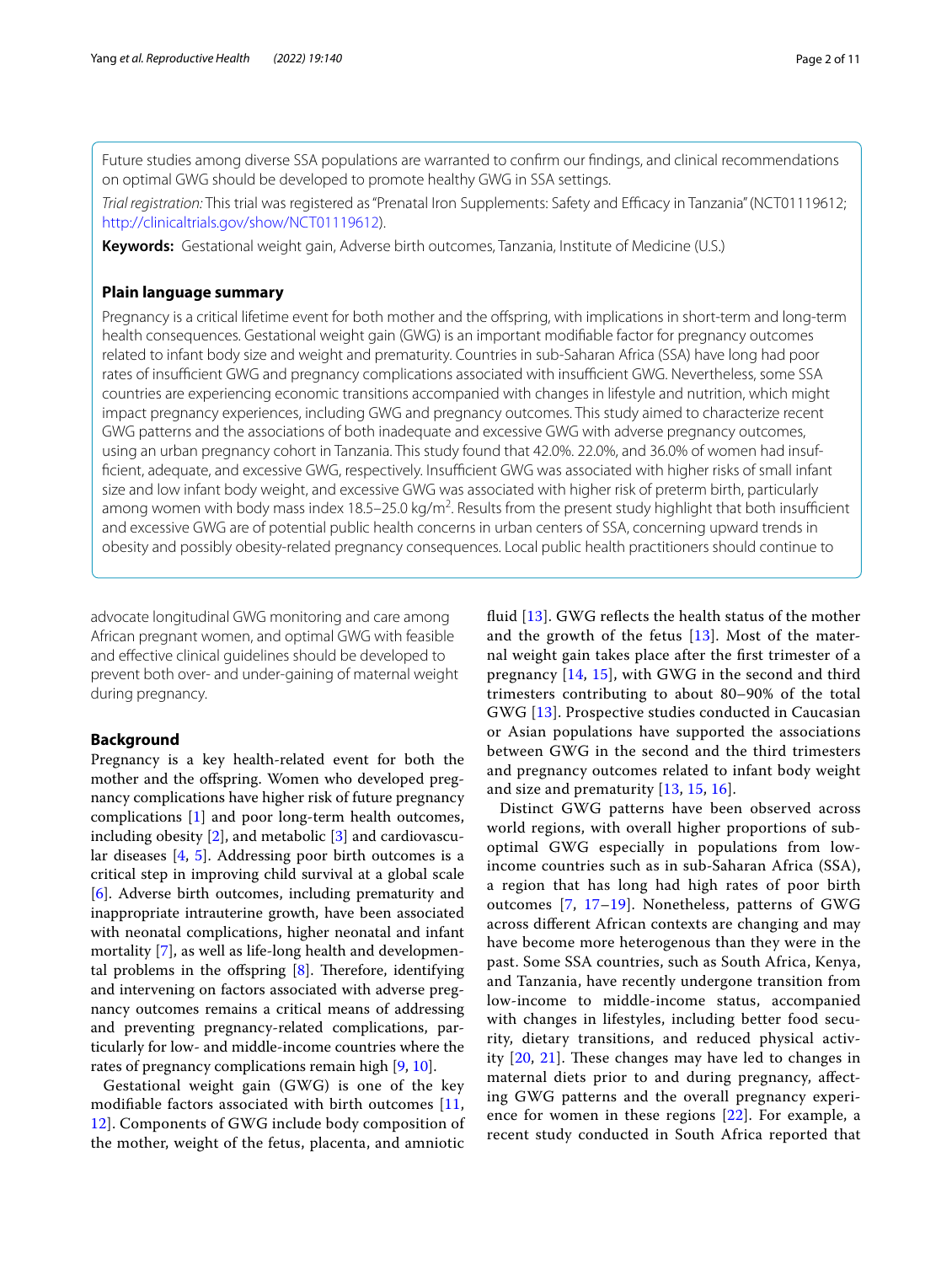Future studies among diverse SSA populations are warranted to confirm our findings, and clinical recommendations on optimal GWG should be developed to promote healthy GWG in SSA settings.

*Trial registration:* This trial was registered as "Prenatal Iron Supplements: Safety and Efficacy in Tanzania" (NCT01119612; http://clinicaltrials.gov/show/NCT01119612).

**Keywords:** Gestational weight gain, Adverse birth outcomes, Tanzania, Institute of Medicine (U.S.)

### Plain language summary

Pregnancy is a critical lifetime event for both mother and the offspring, with implications in short-term and long-term health consequences. Gestational weight gain (GWG) is an important modifiable factor for pregnancy outcomes related to infant body size and weight and prematurity. Countries in sub-Saharan Africa (SSA) have long had poor rates of insufficient GWG and pregnancy complications associated with insufficient GWG. Nevertheless, some SSA countries are experiencing economic transitions accompanied with changes in lifestyle and nutrition, which might impact pregnancy experiences, including GWG and pregnancy outcomes. This study aimed to characterize recent GWG patterns and the associations of both inadequate and excessive GWG with adverse pregnancy outcomes, using an urban pregnancy cohort in Tanzania. This study found that 42.0%. 22.0%, and 36.0% of women had insufficient, adequate, and excessive GWG, respectively. Insufficient GWG was associated with higher risks of small infant size and low infant body weight, and excessive GWG was associated with higher risk of preterm birth, particularly among women with body mass index 18.5–25.0 kg/m$^2$. Results from the present study highlight that both insufficient and excessive GWG are of potential public health concerns in urban centers of SSA, concerning upward trends in obesity and possibly obesity-related pregnancy consequences. Local public health practitioners should continue to advocate longitudinal GWG monitoring and care among African pregnant women, and optimal GWG with feasible and effective clinical guidelines should be developed to prevent both over- and under-gaining of maternal weight during pregnancy.

## Background

Pregnancy is a key health-related event for both the mother and the offspring. Women who developed pregnancy complications have higher risk of future pregnancy complications [1] and poor long-term health outcomes, including obesity [2], and metabolic [3] and cardiovascular diseases [4, 5]. Addressing poor birth outcomes is a critical step in improving child survival at a global scale [6]. Adverse birth outcomes, including prematurity and inappropriate intrauterine growth, have been associated with neonatal complications, higher neonatal and infant mortality [7], as well as life-long health and developmental problems in the offspring [8]. Therefore, identifying and intervening on factors associated with adverse pregnancy outcomes remains a critical means of addressing and preventing pregnancy-related complications, particularly for low- and middle-income countries where the rates of pregnancy complications remain high [9, 10].

Gestational weight gain (GWG) is one of the key modifiable factors associated with birth outcomes [11, 12]. Components of GWG include body composition of the mother, weight of the fetus, placenta, and amniotic fluid [13]. GWG reflects the health status of the mother and the growth of the fetus [13]. Most of the maternal weight gain takes place after the first trimester of a pregnancy [14, 15], with GWG in the second and third trimesters contributing to about 80–90% of the total GWG [13]. Prospective studies conducted in Caucasian or Asian populations have supported the associations between GWG in the second and the third trimesters and pregnancy outcomes related to infant body weight and size and prematurity [13, 15, 16].

Distinct GWG patterns have been observed across world regions, with overall higher proportions of suboptimal GWG especially in populations from low-income countries such as in sub-Saharan Africa (SSA), a region that has long had high rates of poor birth outcomes [7, 17–19]. Nonetheless, patterns of GWG across different African contexts are changing and may have become more heterogenous than they were in the past. Some SSA countries, such as South Africa, Kenya, and Tanzania, have recently undergone transition from low-income to middle-income status, accompanied with changes in lifestyles, including better food security, dietary transitions, and reduced physical activity [20, 21]. These changes may have led to changes in maternal diets prior to and during pregnancy, affecting GWG patterns and the overall pregnancy experience for women in these regions [22]. For example, a recent study conducted in South Africa reported that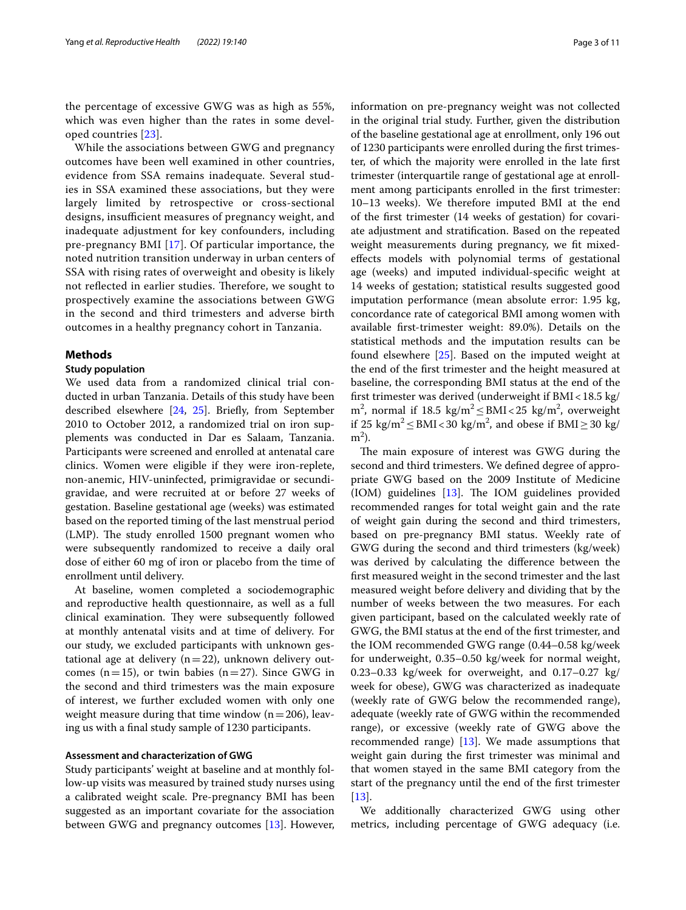the percentage of excessive GWG was as high as 55%, which was even higher than the rates in some developed countries [23].

While the associations between GWG and pregnancy outcomes have been well examined in other countries, evidence from SSA remains inadequate. Several studies in SSA examined these associations, but they were largely limited by retrospective or cross-sectional designs, insufficient measures of pregnancy weight, and inadequate adjustment for key confounders, including pre-pregnancy BMI [17]. Of particular importance, the noted nutrition transition underway in urban centers of SSA with rising rates of overweight and obesity is likely not reflected in earlier studies. Therefore, we sought to prospectively examine the associations between GWG in the second and third trimesters and adverse birth outcomes in a healthy pregnancy cohort in Tanzania.

## Methods

### Study population

We used data from a randomized clinical trial conducted in urban Tanzania. Details of this study have been described elsewhere [24, 25]. Briefly, from September 2010 to October 2012, a randomized trial on iron supplements was conducted in Dar es Salaam, Tanzania. Participants were screened and enrolled at antenatal care clinics. Women were eligible if they were iron-replete, non-anemic, HIV-uninfected, primigravidae or secundigravidae, and were recruited at or before 27 weeks of gestation. Baseline gestational age (weeks) was estimated based on the reported timing of the last menstrual period (LMP). The study enrolled 1500 pregnant women who were subsequently randomized to receive a daily oral dose of either 60 mg of iron or placebo from the time of enrollment until delivery.

At baseline, women completed a sociodemographic and reproductive health questionnaire, as well as a full clinical examination. They were subsequently followed at monthly antenatal visits and at time of delivery. For our study, we excluded participants with unknown gestational age at delivery (n = 22), unknown delivery outcomes (n = 15), or twin babies (n = 27). Since GWG in the second and third trimesters was the main exposure of interest, we further excluded women with only one weight measure during that time window (n = 206), leaving us with a final study sample of 1230 participants.

### Assessment and characterization of GWG

Study participants' weight at baseline and at monthly follow-up visits was measured by trained study nurses using a calibrated weight scale. Pre-pregnancy BMI has been suggested as an important covariate for the association between GWG and pregnancy outcomes [13]. However, information on pre-pregnancy weight was not collected in the original trial study. Further, given the distribution of the baseline gestational age at enrollment, only 196 out of 1230 participants were enrolled during the first trimester, of which the majority were enrolled in the late first trimester (interquartile range of gestational age at enrollment among participants enrolled in the first trimester: 10–13 weeks). We therefore imputed BMI at the end of the first trimester (14 weeks of gestation) for covariate adjustment and stratification. Based on the repeated weight measurements during pregnancy, we fit mixed-effects models with polynomial terms of gestational age (weeks) and imputed individual-specific weight at 14 weeks of gestation; statistical results suggested good imputation performance (mean absolute error: 1.95 kg, concordance rate of categorical BMI among women with available first-trimester weight: 89.0%). Details on the statistical methods and the imputation results can be found elsewhere [25]. Based on the imputed weight at the end of the first trimester and the height measured at baseline, the corresponding BMI status at the end of the first trimester was derived (underweight if BMI < 18.5 kg/m$^2$, normal if 18.5 kg/m$^2$ ≤ BMI < 25 kg/m$^2$, overweight if 25 kg/m$^2$ ≤ BMI < 30 kg/m$^2$, and obese if BMI ≥ 30 kg/m$^2$).

The main exposure of interest was GWG during the second and third trimesters. We defined degree of appropriate GWG based on the 2009 Institute of Medicine (IOM) guidelines [13]. The IOM guidelines provided recommended ranges for total weight gain and the rate of weight gain during the second and third trimesters, based on pre-pregnancy BMI status. Weekly rate of GWG during the second and third trimesters (kg/week) was derived by calculating the difference between the first measured weight in the second trimester and the last measured weight before delivery and dividing that by the number of weeks between the two measures. For each given participant, based on the calculated weekly rate of GWG, the BMI status at the end of the first trimester, and the IOM recommended GWG range (0.44–0.58 kg/week for underweight, 0.35–0.50 kg/week for normal weight, 0.23–0.33 kg/week for overweight, and 0.17–0.27 kg/week for obese), GWG was characterized as inadequate (weekly rate of GWG below the recommended range), adequate (weekly rate of GWG within the recommended range), or excessive (weekly rate of GWG above the recommended range) [13]. We made assumptions that weight gain during the first trimester was minimal and that women stayed in the same BMI category from the start of the pregnancy until the end of the first trimester [13].

We additionally characterized GWG using other metrics, including percentage of GWG adequacy (i.e.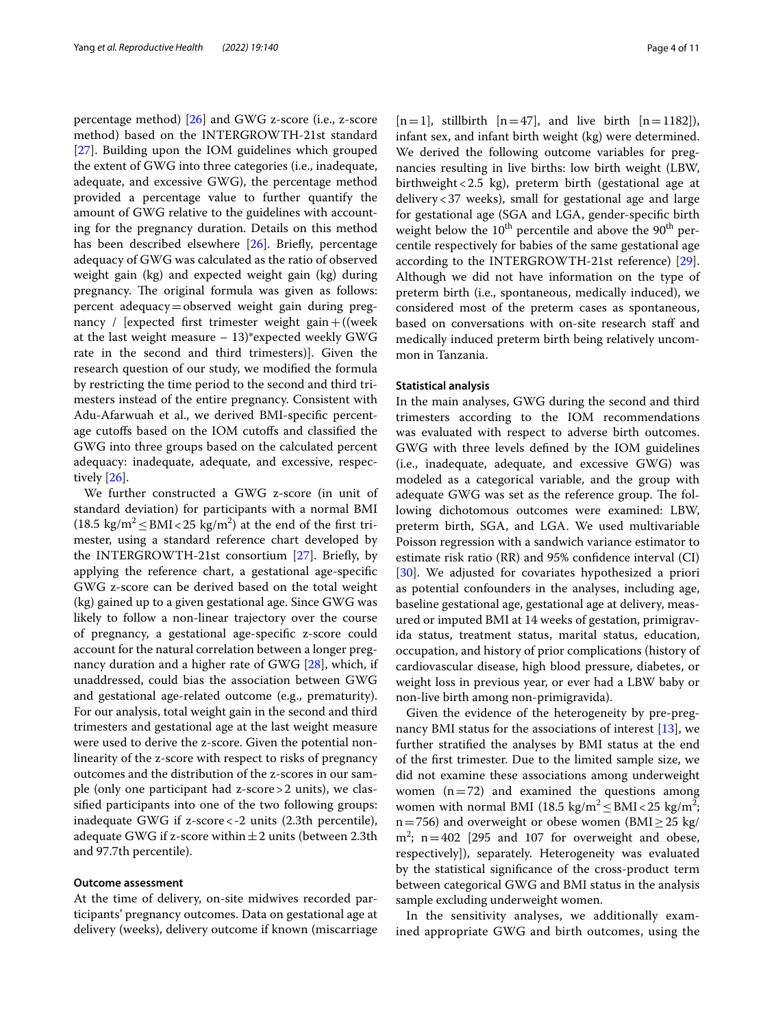percentage method) [26] and GWG z-score (i.e., z-score method) based on the INTERGROWTH-21st standard [27]. Building upon the IOM guidelines which grouped the extent of GWG into three categories (i.e., inadequate, adequate, and excessive GWG), the percentage method provided a percentage value to further quantify the amount of GWG relative to the guidelines with accounting for the pregnancy duration. Details on this method has been described elsewhere [26]. Briefly, percentage adequacy of GWG was calculated as the ratio of observed weight gain (kg) and expected weight gain (kg) during pregnancy. The original formula was given as follows: percent adequacy = observed weight gain during pregnancy / [expected first trimester weight gain + ((week at the last weight measure – 13)*expected weekly GWG rate in the second and third trimesters)]. Given the research question of our study, we modified the formula by restricting the time period to the second and third trimesters instead of the entire pregnancy. Consistent with Adu-Afarwuah et al., we derived BMI-specific percentage cutoffs based on the IOM cutoffs and classified the GWG into three groups based on the calculated percent adequacy: inadequate, adequate, and excessive, respectively [26].

We further constructed a GWG z-score (in unit of standard deviation) for participants with a normal BMI ($18.5\ kg/m^2 \leq BMI < 25\ kg/m^2$) at the end of the first trimester, using a standard reference chart developed by the INTERGROWTH-21st consortium [27]. Briefly, by applying the reference chart, a gestational age-specific GWG z-score can be derived based on the total weight (kg) gained up to a given gestational age. Since GWG was likely to follow a non-linear trajectory over the course of pregnancy, a gestational age-specific z-score could account for the natural correlation between a longer pregnancy duration and a higher rate of GWG [28], which, if unaddressed, could bias the association between GWG and gestational age-related outcome (e.g., prematurity). For our analysis, total weight gain in the second and third trimesters and gestational age at the last weight measure were used to derive the z-score. Given the potential non-linearity of the z-score with respect to risks of pregnancy outcomes and the distribution of the z-scores in our sample (only one participant had z-score > 2 units), we classified participants into one of the two following groups: inadequate GWG if z-score < -2 units (2.3th percentile), adequate GWG if z-score within ± 2 units (between 2.3th and 97.7th percentile).

### Outcome assessment

At the time of delivery, on-site midwives recorded participants' pregnancy outcomes. Data on gestational age at delivery (weeks), delivery outcome if known (miscarriage [n = 1], stillbirth [n = 47], and live birth [n = 1182]), infant sex, and infant birth weight (kg) were determined. We derived the following outcome variables for pregnancies resulting in live births: low birth weight (LBW, birthweight < 2.5 kg), preterm birth (gestational age at delivery < 37 weeks), small for gestational age and large for gestational age (SGA and LGA, gender-specific birth weight below the 10th percentile and above the 90th percentile respectively for babies of the same gestational age according to the INTERGROWTH-21st reference) [29]. Although we did not have information on the type of preterm birth (i.e., spontaneous, medically induced), we considered most of the preterm cases as spontaneous, based on conversations with on-site research staff and medically induced preterm birth being relatively uncommon in Tanzania.

### Statistical analysis

In the main analyses, GWG during the second and third trimesters according to the IOM recommendations was evaluated with respect to adverse birth outcomes. GWG with three levels defined by the IOM guidelines (i.e., inadequate, adequate, and excessive GWG) was modeled as a categorical variable, and the group with adequate GWG was set as the reference group. The following dichotomous outcomes were examined: LBW, preterm birth, SGA, and LGA. We used multivariable Poisson regression with a sandwich variance estimator to estimate risk ratio (RR) and 95% confidence interval (CI) [30]. We adjusted for covariates hypothesized a priori as potential confounders in the analyses, including age, baseline gestational age, gestational age at delivery, measured or imputed BMI at 14 weeks of gestation, primigravida status, treatment status, marital status, education, occupation, and history of prior complications (history of cardiovascular disease, high blood pressure, diabetes, or weight loss in previous year, or ever had a LBW baby or non-live birth among non-primigravida).

Given the evidence of the heterogeneity by pre-pregnancy BMI status for the associations of interest [13], we further stratified the analyses by BMI status at the end of the first trimester. Due to the limited sample size, we did not examine these associations among underweight women (n = 72) and examined the questions among women with normal BMI ($18.5\ kg/m^2 \leq BMI < 25\ kg/m^2$; n = 756) and overweight or obese women ($BMI \geq 25\ kg/m^2$; n = 402 [295 and 107 for overweight and obese, respectively]), separately. Heterogeneity was evaluated by the statistical significance of the cross-product term between categorical GWG and BMI status in the analysis sample excluding underweight women.

In the sensitivity analyses, we additionally examined appropriate GWG and birth outcomes, using the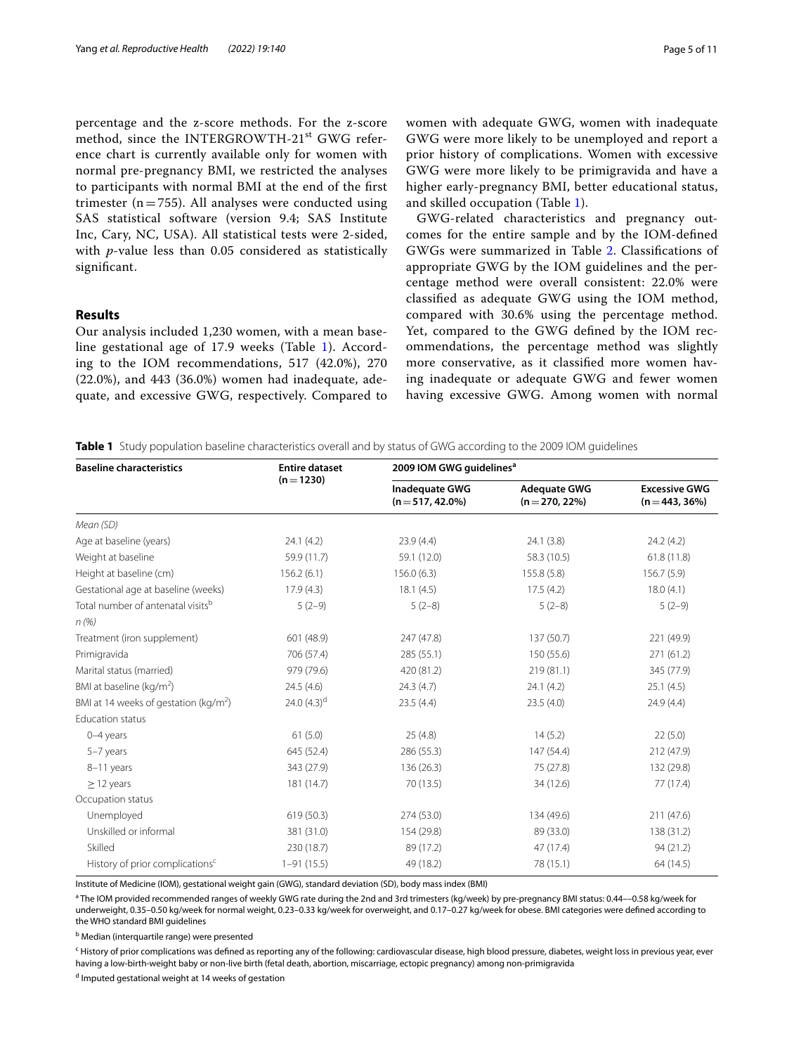percentage and the z-score methods. For the z-score method, since the INTERGROWTH-21[st] GWG reference chart is currently available only for women with normal pre-pregnancy BMI, we restricted the analyses to participants with normal BMI at the end of the first trimester (n = 755). All analyses were conducted using SAS statistical software (version 9.4; SAS Institute Inc, Cary, NC, USA). All statistical tests were 2-sided, with *p*-value less than 0.05 considered as statistically significant.

## Results

Our analysis included 1,230 women, with a mean baseline gestational age of 17.9 weeks (Table 1). According to the IOM recommendations, 517 (42.0%), 270 (22.0%), and 443 (36.0%) women had inadequate, adequate, and excessive GWG, respectively. Compared to women with adequate GWG, women with inadequate GWG were more likely to be unemployed and report a prior history of complications. Women with excessive GWG were more likely to be primigravida and have a higher early-pregnancy BMI, better educational status, and skilled occupation (Table 1).

GWG-related characteristics and pregnancy outcomes for the entire sample and by the IOM-defined GWGs were summarized in Table 2. Classifications of appropriate GWG by the IOM guidelines and the percentage method were overall consistent: 22.0% were classified as adequate GWG using the IOM method, compared with 30.6% using the percentage method. Yet, compared to the GWG defined by the IOM recommendations, the percentage method was slightly more conservative, as it classified more women having inadequate or adequate GWG and fewer women having excessive GWG. Among women with normal

**Table 1** Study population baseline characteristics overall and by status of GWG according to the 2009 IOM guidelines

| Baseline characteristics | Entire dataset (n = 1230) | 2009 IOM GWG guidelines[a] | | |
|---|---|---|---|---|
| | | Inadequate GWG (n = 517, 42.0%) | Adequate GWG (n = 270, 22%) | Excessive GWG (n = 443, 36%) |
| *Mean (SD)* | | | | |
| Age at baseline (years) | 24.1 (4.2) | 23.9 (4.4) | 24.1 (3.8) | 24.2 (4.2) |
| Weight at baseline | 59.9 (11.7) | 59.1 (12.0) | 58.3 (10.5) | 61.8 (11.8) |
| Height at baseline (cm) | 156.2 (6.1) | 156.0 (6.3) | 155.8 (5.8) | 156.7 (5.9) |
| Gestational age at baseline (weeks) | 17.9 (4.3) | 18.1 (4.5) | 17.5 (4.2) | 18.0 (4.1) |
| Total number of antenatal visits[b] | 5 (2–9) | 5 (2–8) | 5 (2–8) | 5 (2–9) |
| *n (%)* | | | | |
| Treatment (iron supplement) | 601 (48.9) | 247 (47.8) | 137 (50.7) | 221 (49.9) |
| Primigravida | 706 (57.4) | 285 (55.1) | 150 (55.6) | 271 (61.2) |
| Marital status (married) | 979 (79.6) | 420 (81.2) | 219 (81.1) | 345 (77.9) |
| BMI at baseline (kg/m$^2$) | 24.5 (4.6) | 24.3 (4.7) | 24.1 (4.2) | 25.1 (4.5) |
| BMI at 14 weeks of gestation (kg/m$^2$) | 24.0 (4.3)[d] | 23.5 (4.4) | 23.5 (4.0) | 24.9 (4.4) |
| Education status | | | | |
| 0–4 years | 61 (5.0) | 25 (4.8) | 14 (5.2) | 22 (5.0) |
| 5–7 years | 645 (52.4) | 286 (55.3) | 147 (54.4) | 212 (47.9) |
| 8–11 years | 343 (27.9) | 136 (26.3) | 75 (27.8) | 132 (29.8) |
| ≥ 12 years | 181 (14.7) | 70 (13.5) | 34 (12.6) | 77 (17.4) |
| Occupation status | | | | |
| Unemployed | 619 (50.3) | 274 (53.0) | 134 (49.6) | 211 (47.6) |
| Unskilled or informal | 381 (31.0) | 154 (29.8) | 89 (33.0) | 138 (31.2) |
| Skilled | 230 (18.7) | 89 (17.2) | 47 (17.4) | 94 (21.2) |
| History of prior complications[c] | 1–91 (15.5) | 49 (18.2) | 78 (15.1) | 64 (14.5) |

Institute of Medicine (IOM), gestational weight gain (GWG), standard deviation (SD), body mass index (BMI)

[a] The IOM provided recommended ranges of weekly GWG rate during the 2nd and 3rd trimesters (kg/week) by pre-pregnancy BMI status: 0.44––0.58 kg/week for underweight, 0.35–0.50 kg/week for normal weight, 0.23–0.33 kg/week for overweight, and 0.17–0.27 kg/week for obese. BMI categories were defined according to the WHO standard BMI guidelines

[b] Median (interquartile range) were presented

[c] History of prior complications was defined as reporting any of the following: cardiovascular disease, high blood pressure, diabetes, weight loss in previous year, ever having a low-birth-weight baby or non-live birth (fetal death, abortion, miscarriage, ectopic pregnancy) among non-primigravida

[d] Imputed gestational weight at 14 weeks of gestation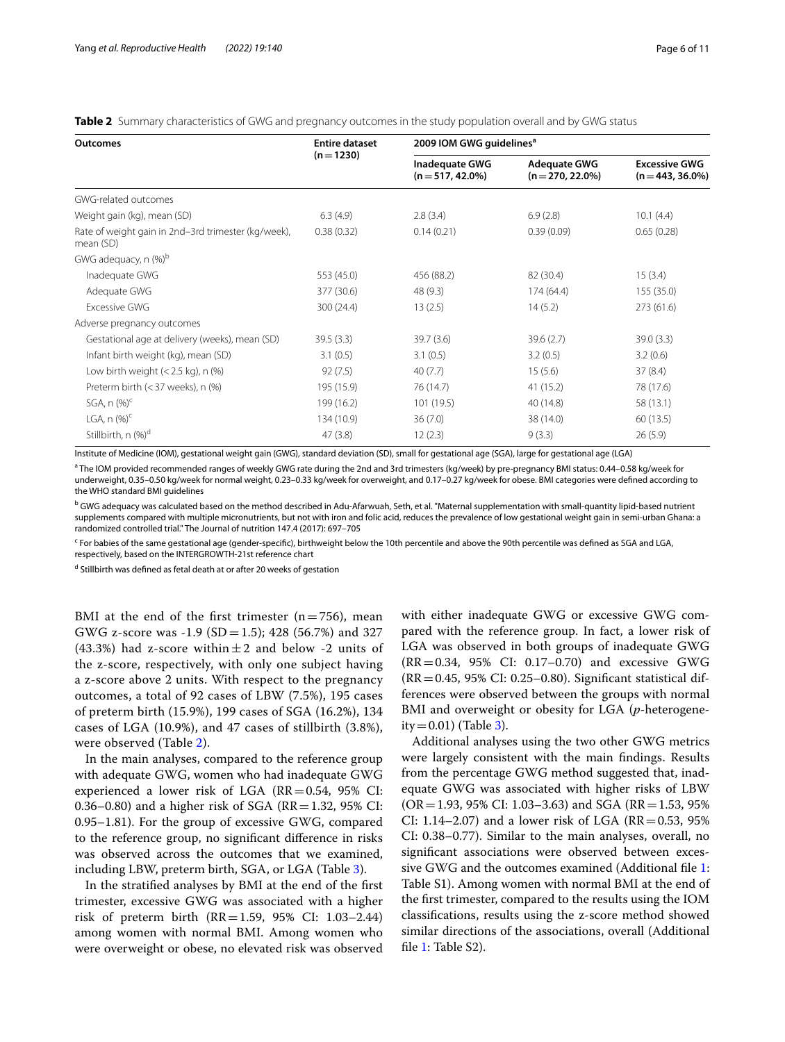**Table 2** Summary characteristics of GWG and pregnancy outcomes in the study population overall and by GWG status

| Outcomes | Entire dataset (n = 1230) | 2009 IOM GWG guidelines[a] | | |
|---|---|---|---|---|
| | | Inadequate GWG (n = 517, 42.0%) | Adequate GWG (n = 270, 22.0%) | Excessive GWG (n = 443, 36.0%) |
| GWG-related outcomes | | | | |
| Weight gain (kg), mean (SD) | 6.3 (4.9) | 2.8 (3.4) | 6.9 (2.8) | 10.1 (4.4) |
| Rate of weight gain in 2nd–3rd trimester (kg/week), mean (SD) | 0.38 (0.32) | 0.14 (0.21) | 0.39 (0.09) | 0.65 (0.28) |
| GWG adequacy, n (%)[b] | | | | |
| Inadequate GWG | 553 (45.0) | 456 (88.2) | 82 (30.4) | 15 (3.4) |
| Adequate GWG | 377 (30.6) | 48 (9.3) | 174 (64.4) | 155 (35.0) |
| Excessive GWG | 300 (24.4) | 13 (2.5) | 14 (5.2) | 273 (61.6) |
| Adverse pregnancy outcomes | | | | |
| Gestational age at delivery (weeks), mean (SD) | 39.5 (3.3) | 39.7 (3.6) | 39.6 (2.7) | 39.0 (3.3) |
| Infant birth weight (kg), mean (SD) | 3.1 (0.5) | 3.1 (0.5) | 3.2 (0.5) | 3.2 (0.6) |
| Low birth weight (< 2.5 kg), n (%) | 92 (7.5) | 40 (7.7) | 15 (5.6) | 37 (8.4) |
| Preterm birth (< 37 weeks), n (%) | 195 (15.9) | 76 (14.7) | 41 (15.2) | 78 (17.6) |
| SGA, n (%)[c] | 199 (16.2) | 101 (19.5) | 40 (14.8) | 58 (13.1) |
| LGA, n (%)[c] | 134 (10.9) | 36 (7.0) | 38 (14.0) | 60 (13.5) |
| Stillbirth, n (%)[d] | 47 (3.8) | 12 (2.3) | 9 (3.3) | 26 (5.9) |

Institute of Medicine (IOM), gestational weight gain (GWG), standard deviation (SD), small for gestational age (SGA), large for gestational age (LGA)

[a] The IOM provided recommended ranges of weekly GWG rate during the 2nd and 3rd trimesters (kg/week) by pre-pregnancy BMI status: 0.44–0.58 kg/week for underweight, 0.35–0.50 kg/week for normal weight, 0.23–0.33 kg/week for overweight, and 0.17–0.27 kg/week for obese. BMI categories were defined according to the WHO standard BMI guidelines

[b] GWG adequacy was calculated based on the method described in Adu-Afarwuah, Seth, et al. "Maternal supplementation with small-quantity lipid-based nutrient supplements compared with multiple micronutrients, but not with iron and folic acid, reduces the prevalence of low gestational weight gain in semi-urban Ghana: a randomized controlled trial." The Journal of nutrition 147.4 (2017): 697–705

[c] For babies of the same gestational age (gender-specific), birthweight below the 10th percentile and above the 90th percentile was defined as SGA and LGA, respectively, based on the INTERGROWTH-21st reference chart

[d] Stillbirth was defined as fetal death at or after 20 weeks of gestation

BMI at the end of the first trimester (n = 756), mean GWG z-score was -1.9 (SD = 1.5); 428 (56.7%) and 327 (43.3%) had z-score within ± 2 and below -2 units of the z-score, respectively, with only one subject having a z-score above 2 units. With respect to the pregnancy outcomes, a total of 92 cases of LBW (7.5%), 195 cases of preterm birth (15.9%), 199 cases of SGA (16.2%), 134 cases of LGA (10.9%), and 47 cases of stillbirth (3.8%), were observed (Table 2).

In the main analyses, compared to the reference group with adequate GWG, women who had inadequate GWG experienced a lower risk of LGA (RR = 0.54, 95% CI: 0.36–0.80) and a higher risk of SGA (RR = 1.32, 95% CI: 0.95–1.81). For the group of excessive GWG, compared to the reference group, no significant difference in risks was observed across the outcomes that we examined, including LBW, preterm birth, SGA, or LGA (Table 3).

In the stratified analyses by BMI at the end of the first trimester, excessive GWG was associated with a higher risk of preterm birth (RR = 1.59, 95% CI: 1.03–2.44) among women with normal BMI. Among women who were overweight or obese, no elevated risk was observed with either inadequate GWG or excessive GWG compared with the reference group. In fact, a lower risk of LGA was observed in both groups of inadequate GWG (RR = 0.34, 95% CI: 0.17–0.70) and excessive GWG (RR = 0.45, 95% CI: 0.25–0.80). Significant statistical differences were observed between the groups with normal BMI and overweight or obesity for LGA (*p*-heterogeneity = 0.01) (Table 3).

Additional analyses using the two other GWG metrics were largely consistent with the main findings. Results from the percentage GWG method suggested that, inadequate GWG was associated with higher risks of LBW (OR = 1.93, 95% CI: 1.03–3.63) and SGA (RR = 1.53, 95% CI: 1.14–2.07) and a lower risk of LGA (RR = 0.53, 95% CI: 0.38–0.77). Similar to the main analyses, overall, no significant associations were observed between excessive GWG and the outcomes examined (Additional file 1: Table S1). Among women with normal BMI at the end of the first trimester, compared to the results using the IOM classifications, results using the z-score method showed similar directions of the associations, overall (Additional file 1: Table S2).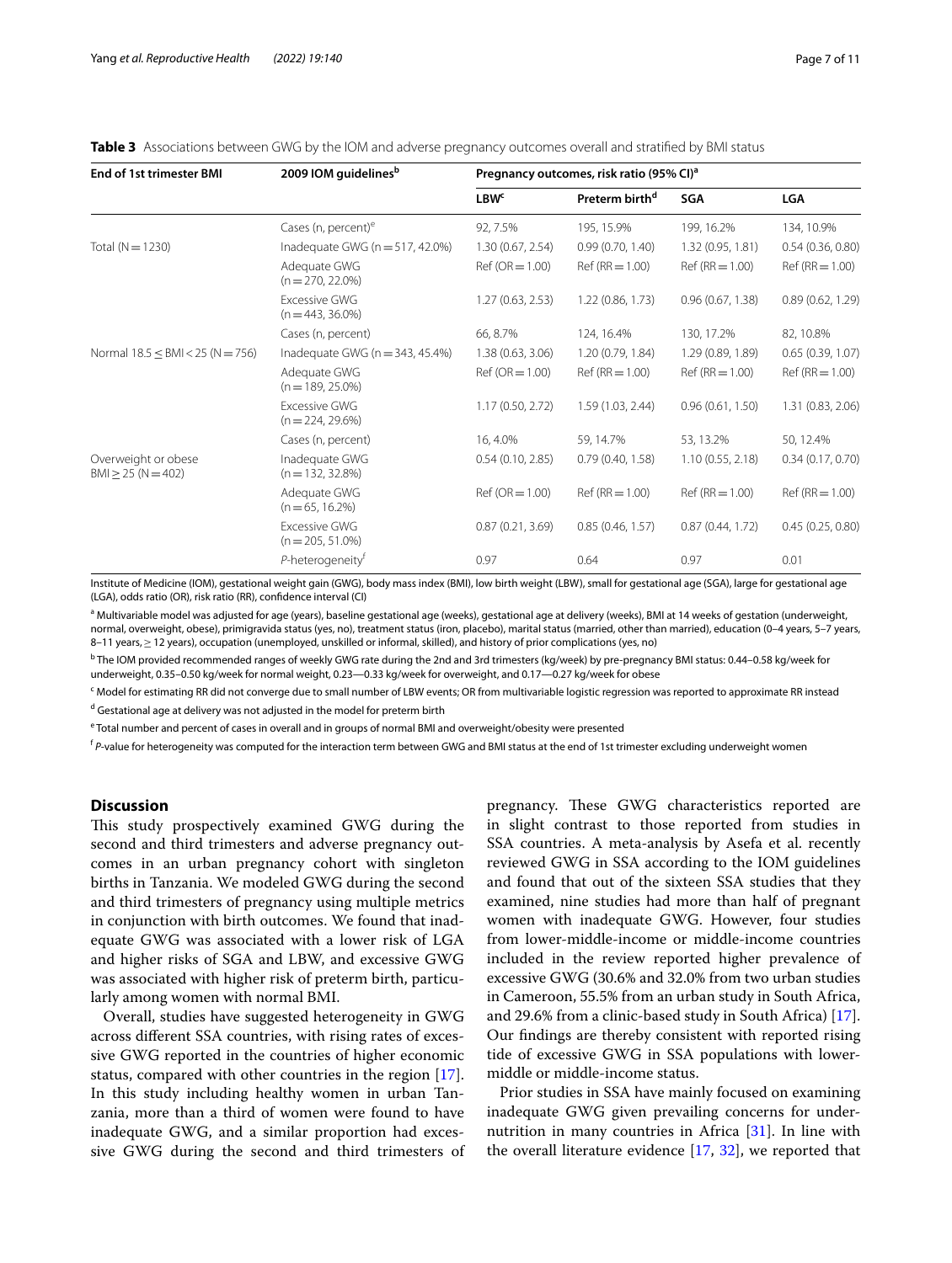**Table 3** Associations between GWG by the IOM and adverse pregnancy outcomes overall and stratified by BMI status

| End of 1st trimester BMI | 2009 IOM guidelines[b] | Pregnancy outcomes, risk ratio (95% CI)[a] | | | |
|---|---|---|---|---|---|
| | | LBW[c] | Preterm birth[d] | SGA | LGA |
| | Cases (n, percent)[e] | 92, 7.5% | 195, 15.9% | 199, 16.2% | 134, 10.9% |
| Total (N = 1230) | Inadequate GWG (n = 517, 42.0%) | 1.30 (0.67, 2.54) | 0.99 (0.70, 1.40) | 1.32 (0.95, 1.81) | 0.54 (0.36, 0.80) |
| | Adequate GWG (n = 270, 22.0%) | Ref (OR = 1.00) | Ref (RR = 1.00) | Ref (RR = 1.00) | Ref (RR = 1.00) |
| | Excessive GWG (n = 443, 36.0%) | 1.27 (0.63, 2.53) | 1.22 (0.86, 1.73) | 0.96 (0.67, 1.38) | 0.89 (0.62, 1.29) |
| | Cases (n, percent) | 66, 8.7% | 124, 16.4% | 130, 17.2% | 82, 10.8% |
| Normal 18.5 ≤ BMI < 25 (N = 756) | Inadequate GWG (n = 343, 45.4%) | 1.38 (0.63, 3.06) | 1.20 (0.79, 1.84) | 1.29 (0.89, 1.89) | 0.65 (0.39, 1.07) |
| | Adequate GWG (n = 189, 25.0%) | Ref (OR = 1.00) | Ref (RR = 1.00) | Ref (RR = 1.00) | Ref (RR = 1.00) |
| | Excessive GWG (n = 224, 29.6%) | 1.17 (0.50, 2.72) | 1.59 (1.03, 2.44) | 0.96 (0.61, 1.50) | 1.31 (0.83, 2.06) |
| | Cases (n, percent) | 16, 4.0% | 59, 14.7% | 53, 13.2% | 50, 12.4% |
| Overweight or obese BMI ≥ 25 (N = 402) | Inadequate GWG (n = 132, 32.8%) | 0.54 (0.10, 2.85) | 0.79 (0.40, 1.58) | 1.10 (0.55, 2.18) | 0.34 (0.17, 0.70) |
| | Adequate GWG (n = 65, 16.2%) | Ref (OR = 1.00) | Ref (RR = 1.00) | Ref (RR = 1.00) | Ref (RR = 1.00) |
| | Excessive GWG (n = 205, 51.0%) | 0.87 (0.21, 3.69) | 0.85 (0.46, 1.57) | 0.87 (0.44, 1.72) | 0.45 (0.25, 0.80) |
| | *P*-heterogeneity[f] | 0.97 | 0.64 | 0.97 | 0.01 |

Institute of Medicine (IOM), gestational weight gain (GWG), body mass index (BMI), low birth weight (LBW), small for gestational age (SGA), large for gestational age (LGA), odds ratio (OR), risk ratio (RR), confidence interval (CI)

[a] Multivariable model was adjusted for age (years), baseline gestational age (weeks), gestational age at delivery (weeks), BMI at 14 weeks of gestation (underweight, normal, overweight, obese), primigravida status (yes, no), treatment status (iron, placebo), marital status (married, other than married), education (0–4 years, 5–7 years, 8–11 years, ≥ 12 years), occupation (unemployed, unskilled or informal, skilled), and history of prior complications (yes, no)

[b] The IOM provided recommended ranges of weekly GWG rate during the 2nd and 3rd trimesters (kg/week) by pre-pregnancy BMI status: 0.44–0.58 kg/week for underweight, 0.35–0.50 kg/week for normal weight, 0.23—0.33 kg/week for overweight, and 0.17—0.27 kg/week for obese

[c] Model for estimating RR did not converge due to small number of LBW events; OR from multivariable logistic regression was reported to approximate RR instead

[d] Gestational age at delivery was not adjusted in the model for preterm birth

[e] Total number and percent of cases in overall and in groups of normal BMI and overweight/obesity were presented

[f] *P*-value for heterogeneity was computed for the interaction term between GWG and BMI status at the end of 1st trimester excluding underweight women

## Discussion

This study prospectively examined GWG during the second and third trimesters and adverse pregnancy outcomes in an urban pregnancy cohort with singleton births in Tanzania. We modeled GWG during the second and third trimesters of pregnancy using multiple metrics in conjunction with birth outcomes. We found that inadequate GWG was associated with a lower risk of LGA and higher risks of SGA and LBW, and excessive GWG was associated with higher risk of preterm birth, particularly among women with normal BMI.

Overall, studies have suggested heterogeneity in GWG across different SSA countries, with rising rates of excessive GWG reported in the countries of higher economic status, compared with other countries in the region [17]. In this study including healthy women in urban Tanzania, more than a third of women were found to have inadequate GWG, and a similar proportion had excessive GWG during the second and third trimesters of pregnancy. These GWG characteristics reported are in slight contrast to those reported from studies in SSA countries. A meta-analysis by Asefa et al. recently reviewed GWG in SSA according to the IOM guidelines and found that out of the sixteen SSA studies that they examined, nine studies had more than half of pregnant women with inadequate GWG. However, four studies from lower-middle-income or middle-income countries included in the review reported higher prevalence of excessive GWG (30.6% and 32.0% from two urban studies in Cameroon, 55.5% from an urban study in South Africa, and 29.6% from a clinic-based study in South Africa) [17]. Our findings are thereby consistent with reported rising tide of excessive GWG in SSA populations with lower-middle or middle-income status.

Prior studies in SSA have mainly focused on examining inadequate GWG given prevailing concerns for undernutrition in many countries in Africa [31]. In line with the overall literature evidence [17, 32], we reported that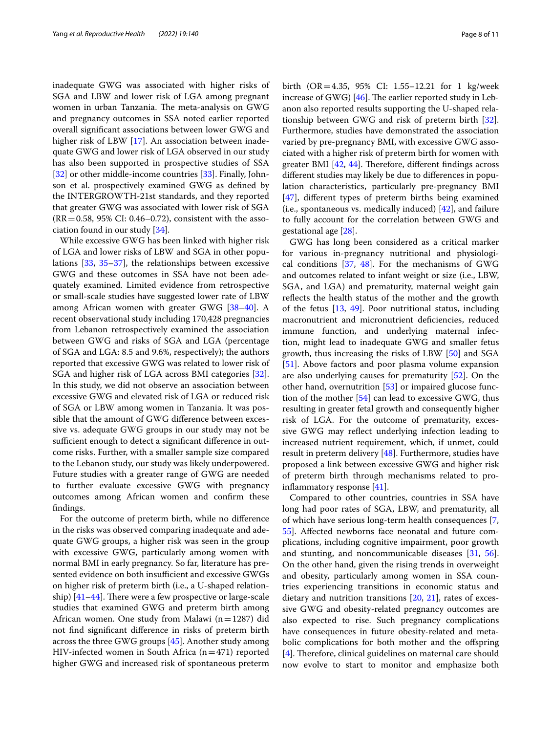inadequate GWG was associated with higher risks of SGA and LBW and lower risk of LGA among pregnant women in urban Tanzania. The meta-analysis on GWG and pregnancy outcomes in SSA noted earlier reported overall significant associations between lower GWG and higher risk of LBW [17]. An association between inadequate GWG and lower risk of LGA observed in our study has also been supported in prospective studies of SSA [32] or other middle-income countries [33]. Finally, Johnson et al. prospectively examined GWG as defined by the INTERGROWTH-21st standards, and they reported that greater GWG was associated with lower risk of SGA (RR = 0.58, 95% CI: 0.46–0.72), consistent with the association found in our study [34].

While excessive GWG has been linked with higher risk of LGA and lower risks of LBW and SGA in other populations [33, 35–37], the relationships between excessive GWG and these outcomes in SSA have not been adequately examined. Limited evidence from retrospective or small-scale studies have suggested lower rate of LBW among African women with greater GWG [38–40]. A recent observational study including 170,428 pregnancies from Lebanon retrospectively examined the association between GWG and risks of SGA and LGA (percentage of SGA and LGA: 8.5 and 9.6%, respectively); the authors reported that excessive GWG was related to lower risk of SGA and higher risk of LGA across BMI categories [32]. In this study, we did not observe an association between excessive GWG and elevated risk of LGA or reduced risk of SGA or LBW among women in Tanzania. It was possible that the amount of GWG difference between excessive vs. adequate GWG groups in our study may not be sufficient enough to detect a significant difference in outcome risks. Further, with a smaller sample size compared to the Lebanon study, our study was likely underpowered. Future studies with a greater range of GWG are needed to further evaluate excessive GWG with pregnancy outcomes among African women and confirm these findings.

For the outcome of preterm birth, while no difference in the risks was observed comparing inadequate and adequate GWG groups, a higher risk was seen in the group with excessive GWG, particularly among women with normal BMI in early pregnancy. So far, literature has presented evidence on both insufficient and excessive GWGs on higher risk of preterm birth (i.e., a U-shaped relationship) [41–44]. There were a few prospective or large-scale studies that examined GWG and preterm birth among African women. One study from Malawi (n = 1287) did not find significant difference in risks of preterm birth across the three GWG groups [45]. Another study among HIV-infected women in South Africa (n = 471) reported higher GWG and increased risk of spontaneous preterm birth (OR = 4.35, 95% CI: 1.55–12.21 for 1 kg/week increase of GWG) [46]. The earlier reported study in Lebanon also reported results supporting the U-shaped relationship between GWG and risk of preterm birth [32]. Furthermore, studies have demonstrated the association varied by pre-pregnancy BMI, with excessive GWG associated with a higher risk of preterm birth for women with greater BMI [42, 44]. Therefore, different findings across different studies may likely be due to differences in population characteristics, particularly pre-pregnancy BMI [47], different types of preterm births being examined (i.e., spontaneous vs. medically induced) [42], and failure to fully account for the correlation between GWG and gestational age [28].

GWG has long been considered as a critical marker for various in-pregnancy nutritional and physiological conditions [37, 48]. For the mechanisms of GWG and outcomes related to infant weight or size (i.e., LBW, SGA, and LGA) and prematurity, maternal weight gain reflects the health status of the mother and the growth of the fetus [13, 49]. Poor nutritional status, including macronutrient and micronutrient deficiencies, reduced immune function, and underlying maternal infection, might lead to inadequate GWG and smaller fetus growth, thus increasing the risks of LBW [50] and SGA [51]. Above factors and poor plasma volume expansion are also underlying causes for prematurity [52]. On the other hand, overnutrition [53] or impaired glucose function of the mother [54] can lead to excessive GWG, thus resulting in greater fetal growth and consequently higher risk of LGA. For the outcome of prematurity, excessive GWG may reflect underlying infection leading to increased nutrient requirement, which, if unmet, could result in preterm delivery [48]. Furthermore, studies have proposed a link between excessive GWG and higher risk of preterm birth through mechanisms related to pro-inflammatory response [41].

Compared to other countries, countries in SSA have long had poor rates of SGA, LBW, and prematurity, all of which have serious long-term health consequences [7, 55]. Affected newborns face neonatal and future complications, including cognitive impairment, poor growth and stunting, and noncommunicable diseases [31, 56]. On the other hand, given the rising trends in overweight and obesity, particularly among women in SSA countries experiencing transitions in economic status and dietary and nutrition transitions [20, 21], rates of excessive GWG and obesity-related pregnancy outcomes are also expected to rise. Such pregnancy complications have consequences in future obesity-related and metabolic complications for both mother and the offspring [4]. Therefore, clinical guidelines on maternal care should now evolve to start to monitor and emphasize both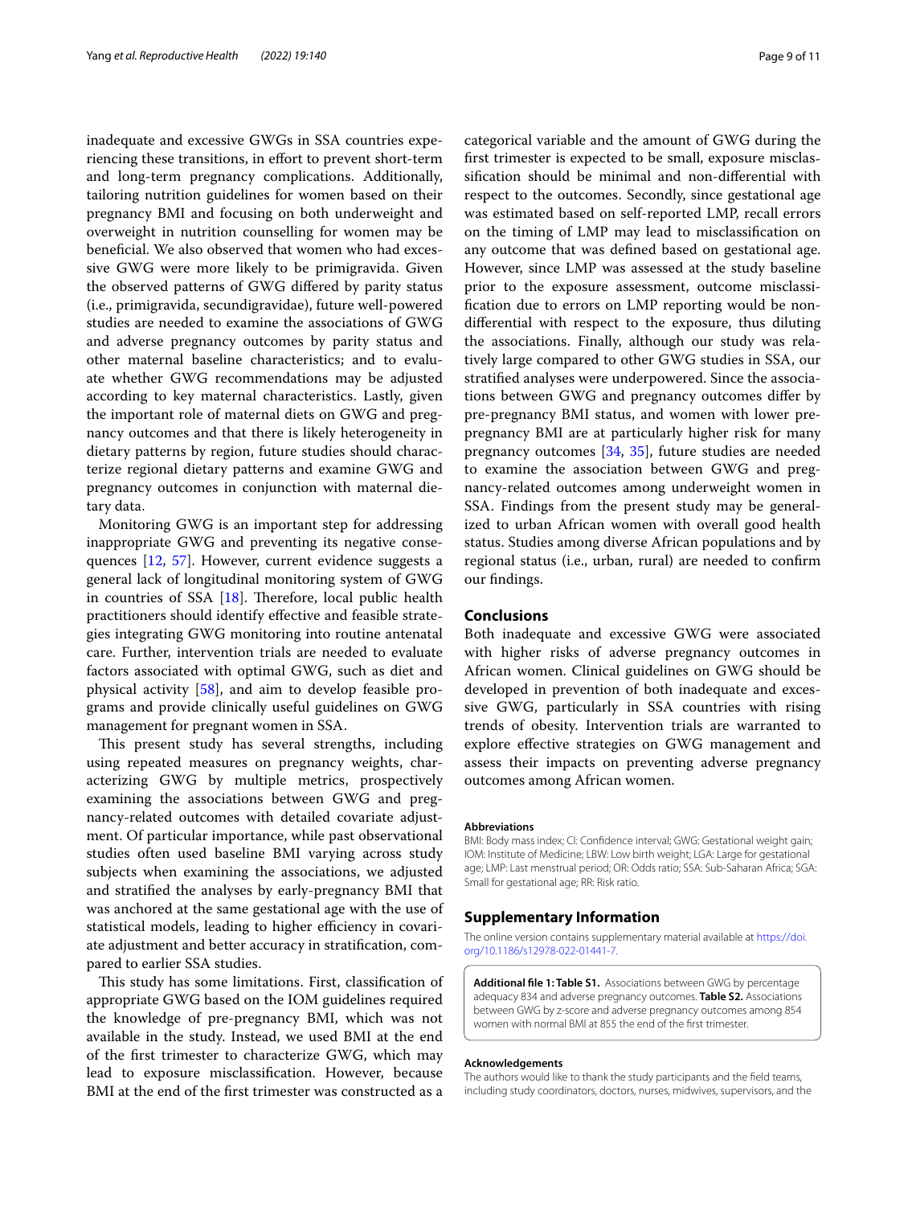inadequate and excessive GWGs in SSA countries experiencing these transitions, in effort to prevent short-term and long-term pregnancy complications. Additionally, tailoring nutrition guidelines for women based on their pregnancy BMI and focusing on both underweight and overweight in nutrition counselling for women may be beneficial. We also observed that women who had excessive GWG were more likely to be primigravida. Given the observed patterns of GWG differed by parity status (i.e., primigravida, secundigravidae), future well-powered studies are needed to examine the associations of GWG and adverse pregnancy outcomes by parity status and other maternal baseline characteristics; and to evaluate whether GWG recommendations may be adjusted according to key maternal characteristics. Lastly, given the important role of maternal diets on GWG and pregnancy outcomes and that there is likely heterogeneity in dietary patterns by region, future studies should characterize regional dietary patterns and examine GWG and pregnancy outcomes in conjunction with maternal dietary data.

Monitoring GWG is an important step for addressing inappropriate GWG and preventing its negative consequences [12, 57]. However, current evidence suggests a general lack of longitudinal monitoring system of GWG in countries of SSA [18]. Therefore, local public health practitioners should identify effective and feasible strategies integrating GWG monitoring into routine antenatal care. Further, intervention trials are needed to evaluate factors associated with optimal GWG, such as diet and physical activity [58], and aim to develop feasible programs and provide clinically useful guidelines on GWG management for pregnant women in SSA.

This present study has several strengths, including using repeated measures on pregnancy weights, characterizing GWG by multiple metrics, prospectively examining the associations between GWG and pregnancy-related outcomes with detailed covariate adjustment. Of particular importance, while past observational studies often used baseline BMI varying across study subjects when examining the associations, we adjusted and stratified the analyses by early-pregnancy BMI that was anchored at the same gestational age with the use of statistical models, leading to higher efficiency in covariate adjustment and better accuracy in stratification, compared to earlier SSA studies.

This study has some limitations. First, classification of appropriate GWG based on the IOM guidelines required the knowledge of pre-pregnancy BMI, which was not available in the study. Instead, we used BMI at the end of the first trimester to characterize GWG, which may lead to exposure misclassification. However, because BMI at the end of the first trimester was constructed as a categorical variable and the amount of GWG during the first trimester is expected to be small, exposure misclassification should be minimal and non-differential with respect to the outcomes. Secondly, since gestational age was estimated based on self-reported LMP, recall errors on the timing of LMP may lead to misclassification on any outcome that was defined based on gestational age. However, since LMP was assessed at the study baseline prior to the exposure assessment, outcome misclassification due to errors on LMP reporting would be non-differential with respect to the exposure, thus diluting the associations. Finally, although our study was relatively large compared to other GWG studies in SSA, our stratified analyses were underpowered. Since the associations between GWG and pregnancy outcomes differ by pre-pregnancy BMI status, and women with lower pre-pregnancy BMI are at particularly higher risk for many pregnancy outcomes [34, 35], future studies are needed to examine the association between GWG and pregnancy-related outcomes among underweight women in SSA. Findings from the present study may be generalized to urban African women with overall good health status. Studies among diverse African populations and by regional status (i.e., urban, rural) are needed to confirm our findings.

## Conclusions

Both inadequate and excessive GWG were associated with higher risks of adverse pregnancy outcomes in African women. Clinical guidelines on GWG should be developed in prevention of both inadequate and excessive GWG, particularly in SSA countries with rising trends of obesity. Intervention trials are warranted to explore effective strategies on GWG management and assess their impacts on preventing adverse pregnancy outcomes among African women.

#### Abbreviations

BMI: Body mass index; CI: Confidence interval; GWG: Gestational weight gain; IOM: Institute of Medicine; LBW: Low birth weight; LGA: Large for gestational age; LMP: Last menstrual period; OR: Odds ratio; SSA: Sub-Saharan Africa; SGA: Small for gestational age; RR: Risk ratio.

## Supplementary Information

The online version contains supplementary material available at https://doi.org/10.1186/s12978-022-01441-7.

**Additional file 1: Table S1.** Associations between GWG by percentage adequacy 834 and adverse pregnancy outcomes. **Table S2.** Associations between GWG by z-score and adverse pregnancy outcomes among 854 women with normal BMI at 855 the end of the first trimester.

#### Acknowledgements

The authors would like to thank the study participants and the field teams, including study coordinators, doctors, nurses, midwives, supervisors, and the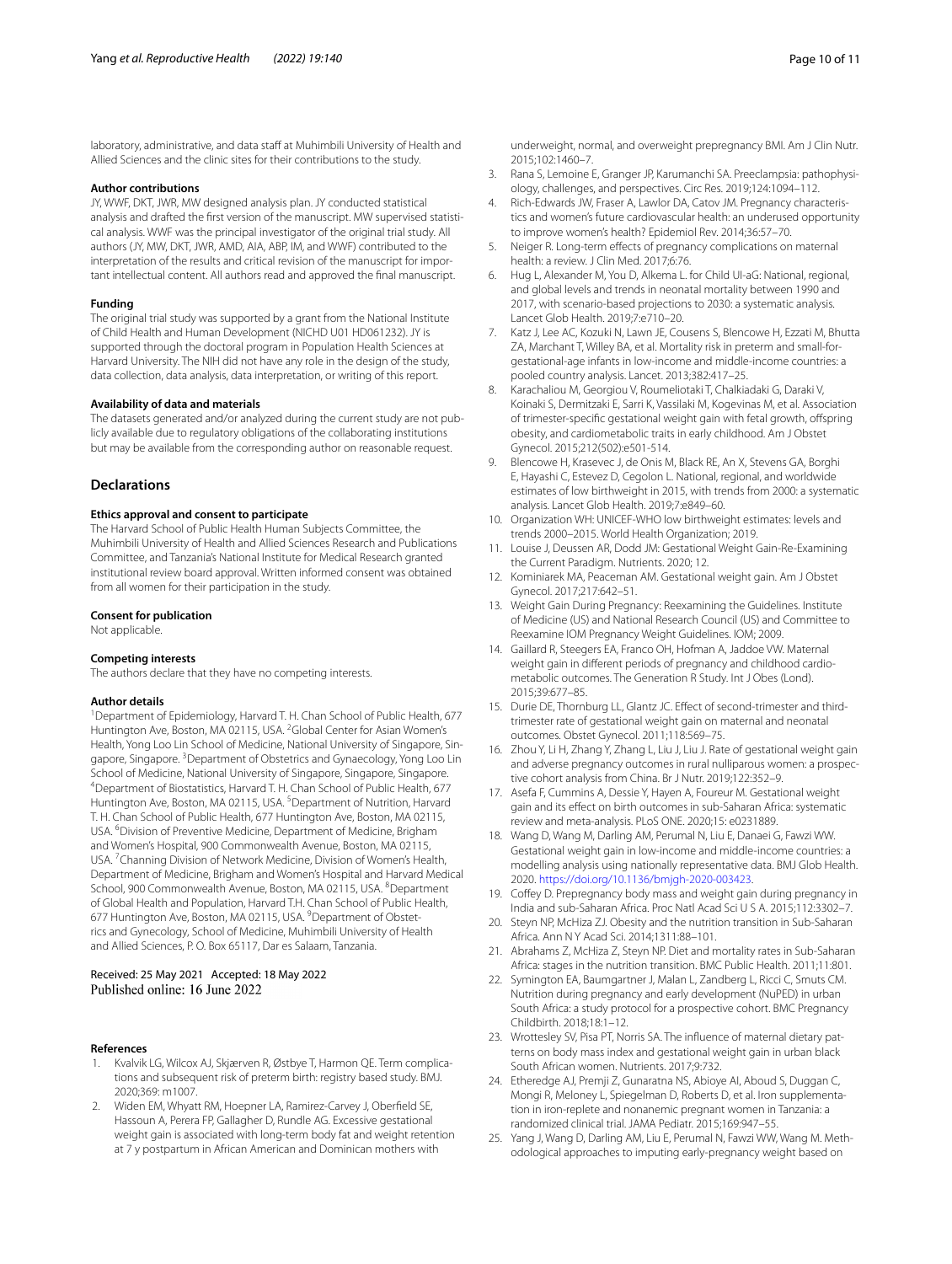laboratory, administrative, and data staff at Muhimbili University of Health and Allied Sciences and the clinic sites for their contributions to the study.

### Author contributions

JY, WWF, DKT, JWR, MW designed analysis plan. JY conducted statistical analysis and drafted the first version of the manuscript. MW supervised statistical analysis. WWF was the principal investigator of the original trial study. All authors (JY, MW, DKT, JWR, AMD, AIA, ABP, IM, and WWF) contributed to the interpretation of the results and critical revision of the manuscript for important intellectual content. All authors read and approved the final manuscript.

### Funding

The original trial study was supported by a grant from the National Institute of Child Health and Human Development (NICHD U01 HD061232). JY is supported through the doctoral program in Population Health Sciences at Harvard University. The NIH did not have any role in the design of the study, data collection, data analysis, data interpretation, or writing of this report.

### Availability of data and materials

The datasets generated and/or analyzed during the current study are not publicly available due to regulatory obligations of the collaborating institutions but may be available from the corresponding author on reasonable request.

## Declarations

### Ethics approval and consent to participate

The Harvard School of Public Health Human Subjects Committee, the Muhimbili University of Health and Allied Sciences Research and Publications Committee, and Tanzania's National Institute for Medical Research granted institutional review board approval. Written informed consent was obtained from all women for their participation in the study.

### Consent for publication

Not applicable.

### Competing interests

The authors declare that they have no competing interests.

### Author details

[1]Department of Epidemiology, Harvard T. H. Chan School of Public Health, 677 Huntington Ave, Boston, MA 02115, USA. [2]Global Center for Asian Women's Health, Yong Loo Lin School of Medicine, National University of Singapore, Singapore, Singapore. [3]Department of Obstetrics and Gynaecology, Yong Loo Lin School of Medicine, National University of Singapore, Singapore, Singapore. [4]Department of Biostatistics, Harvard T. H. Chan School of Public Health, 677 Huntington Ave, Boston, MA 02115, USA. [5]Department of Nutrition, Harvard T. H. Chan School of Public Health, 677 Huntington Ave, Boston, MA 02115, USA. [6]Division of Preventive Medicine, Department of Medicine, Brigham and Women's Hospital, 900 Commonwealth Avenue, Boston, MA 02115, USA. [7]Channing Division of Network Medicine, Division of Women's Health, Department of Medicine, Brigham and Women's Hospital and Harvard Medical School, 900 Commonwealth Avenue, Boston, MA 02115, USA. [8]Department of Global Health and Population, Harvard T.H. Chan School of Public Health, 677 Huntington Ave, Boston, MA 02115, USA. [9]Department of Obstetrics and Gynecology, School of Medicine, Muhimbili University of Health and Allied Sciences, P. O. Box 65117, Dar es Salaam, Tanzania.

Received: 25 May 2021 Accepted: 18 May 2022
Published online: 16 June 2022

### References

1. Kvalvik LG, Wilcox AJ, Skjærven R, Østbye T, Harmon QE. Term complications and subsequent risk of preterm birth: registry based study. BMJ. 2020;369: m1007.
2. Widen EM, Whyatt RM, Hoepner LA, Ramirez-Carvey J, Oberfield SE, Hassoun A, Perera FP, Gallagher D, Rundle AG. Excessive gestational weight gain is associated with long-term body fat and weight retention at 7 y postpartum in African American and Dominican mothers with underweight, normal, and overweight prepregnancy BMI. Am J Clin Nutr. 2015;102:1460–7.
3. Rana S, Lemoine E, Granger JP, Karumanchi SA. Preeclampsia: pathophysiology, challenges, and perspectives. Circ Res. 2019;124:1094–112.
4. Rich-Edwards JW, Fraser A, Lawlor DA, Catov JM. Pregnancy characteristics and women's future cardiovascular health: an underused opportunity to improve women's health? Epidemiol Rev. 2014;36:57–70.
5. Neiger R. Long-term effects of pregnancy complications on maternal health: a review. J Clin Med. 2017;6:76.
6. Hug L, Alexander M, You D, Alkema L. for Child UI-aG: National, regional, and global levels and trends in neonatal mortality between 1990 and 2017, with scenario-based projections to 2030: a systematic analysis. Lancet Glob Health. 2019;7:e710–20.
7. Katz J, Lee AC, Kozuki N, Lawn JE, Cousens S, Blencowe H, Ezzati M, Bhutta ZA, Marchant T, Willey BA, et al. Mortality risk in preterm and small-for-gestational-age infants in low-income and middle-income countries: a pooled country analysis. Lancet. 2013;382:417–25.
8. Karachaliou M, Georgiou V, Roumeliotaki T, Chalkiadaki G, Daraki V, Koinaki S, Dermitzaki E, Sarri K, Vassilaki M, Kogevinas M, et al. Association of trimester-specific gestational weight gain with fetal growth, offspring obesity, and cardiometabolic traits in early childhood. Am J Obstet Gynecol. 2015;212(502):e501-514.
9. Blencowe H, Krasevec J, de Onis M, Black RE, An X, Stevens GA, Borghi E, Hayashi C, Estevez D, Cegolon L. National, regional, and worldwide estimates of low birthweight in 2015, with trends from 2000: a systematic analysis. Lancet Glob Health. 2019;7:e849–60.
10. Organization WH: UNICEF-WHO low birthweight estimates: levels and trends 2000–2015. World Health Organization; 2019.
11. Louise J, Deussen AR, Dodd JM: Gestational Weight Gain-Re-Examining the Current Paradigm. Nutrients. 2020; 12.
12. Kominiarek MA, Peaceman AM. Gestational weight gain. Am J Obstet Gynecol. 2017;217:642–51.
13. Weight Gain During Pregnancy: Reexamining the Guidelines. Institute of Medicine (US) and National Research Council (US) and Committee to Reexamine IOM Pregnancy Weight Guidelines. IOM; 2009.
14. Gaillard R, Steegers EA, Franco OH, Hofman A, Jaddoe VW. Maternal weight gain in different periods of pregnancy and childhood cardio-metabolic outcomes. The Generation R Study. Int J Obes (Lond). 2015;39:677–85.
15. Durie DE, Thornburg LL, Glantz JC. Effect of second-trimester and third-trimester rate of gestational weight gain on maternal and neonatal outcomes. Obstet Gynecol. 2011;118:569–75.
16. Zhou Y, Li H, Zhang Y, Zhang L, Liu J, Liu J. Rate of gestational weight gain and adverse pregnancy outcomes in rural nulliparous women: a prospective cohort analysis from China. Br J Nutr. 2019;122:352–9.
17. Asefa F, Cummins A, Dessie Y, Hayen A, Foureur M. Gestational weight gain and its effect on birth outcomes in sub-Saharan Africa: systematic review and meta-analysis. PLoS ONE. 2020;15: e0231889.
18. Wang D, Wang M, Darling AM, Perumal N, Liu E, Danaei G, Fawzi WW. Gestational weight gain in low-income and middle-income countries: a modelling analysis using nationally representative data. BMJ Glob Health. 2020. https://doi.org/10.1136/bmjgh-2020-003423.
19. Coffey D. Prepregnancy body mass and weight gain during pregnancy in India and sub-Saharan Africa. Proc Natl Acad Sci U S A. 2015;112:3302–7.
20. Steyn NP, McHiza ZJ. Obesity and the nutrition transition in Sub-Saharan Africa. Ann N Y Acad Sci. 2014;1311:88–101.
21. Abrahams Z, McHiza Z, Steyn NP. Diet and mortality rates in Sub-Saharan Africa: stages in the nutrition transition. BMC Public Health. 2011;11:801.
22. Symington EA, Baumgartner J, Malan L, Zandberg L, Ricci C, Smuts CM. Nutrition during pregnancy and early development (NuPED) in urban South Africa: a study protocol for a prospective cohort. BMC Pregnancy Childbirth. 2018;18:1–12.
23. Wrottesley SV, Pisa PT, Norris SA. The influence of maternal dietary patterns on body mass index and gestational weight gain in urban black South African women. Nutrients. 2017;9:732.
24. Etheredge AJ, Premji Z, Gunaratna NS, Abioye AI, Aboud S, Duggan C, Mongi R, Meloney L, Spiegelman D, Roberts D, et al. Iron supplementation in iron-replete and nonanemic pregnant women in Tanzania: a randomized clinical trial. JAMA Pediatr. 2015;169:947–55.
25. Yang J, Wang D, Darling AM, Liu E, Perumal N, Fawzi WW, Wang M. Methodological approaches to imputing early-pregnancy weight based on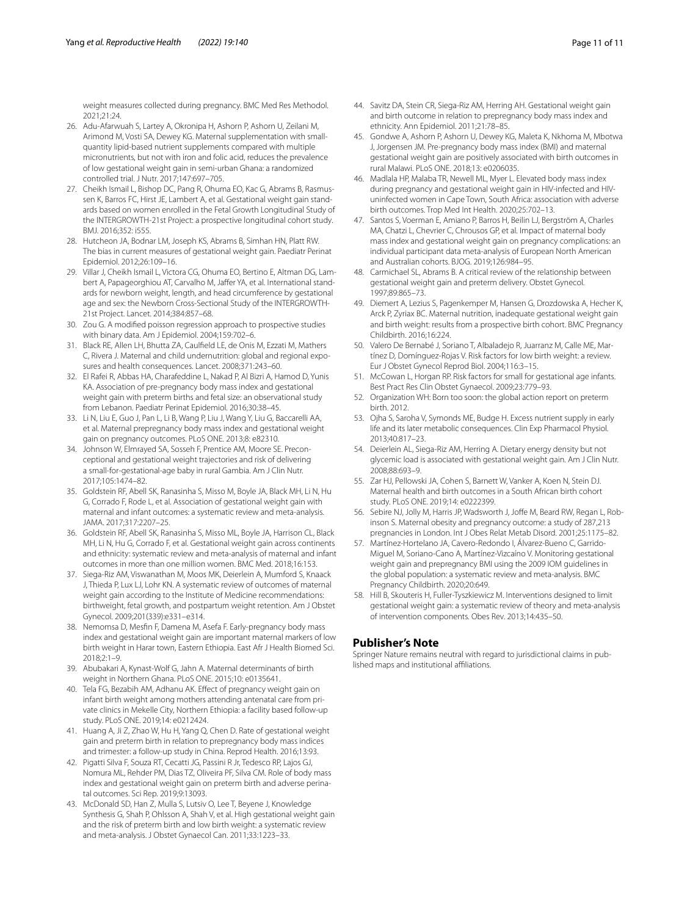weight measures collected during pregnancy. BMC Med Res Methodol. 2021;21:24.

26. Adu-Afarwuah S, Lartey A, Okronipa H, Ashorn P, Ashorn U, Zeilani M, Arimond M, Vosti SA, Dewey KG. Maternal supplementation with small-quantity lipid-based nutrient supplements compared with multiple micronutrients, but not with iron and folic acid, reduces the prevalence of low gestational weight gain in semi-urban Ghana: a randomized controlled trial. J Nutr. 2017;147:697–705.
27. Cheikh Ismail L, Bishop DC, Pang R, Ohuma EO, Kac G, Abrams B, Rasmussen K, Barros FC, Hirst JE, Lambert A, et al. Gestational weight gain standards based on women enrolled in the Fetal Growth Longitudinal Study of the INTERGROWTH-21st Project: a prospective longitudinal cohort study. BMJ. 2016;352: i555.
28. Hutcheon JA, Bodnar LM, Joseph KS, Abrams B, Simhan HN, Platt RW. The bias in current measures of gestational weight gain. Paediatr Perinat Epidemiol. 2012;26:109–16.
29. Villar J, Cheikh Ismail L, Victora CG, Ohuma EO, Bertino E, Altman DG, Lambert A, Papageorghiou AT, Carvalho M, Jaffer YA, et al. International standards for newborn weight, length, and head circumference by gestational age and sex: the Newborn Cross-Sectional Study of the INTERGROWTH-21st Project. Lancet. 2014;384:857–68.
30. Zou G. A modified poisson regression approach to prospective studies with binary data. Am J Epidemiol. 2004;159:702–6.
31. Black RE, Allen LH, Bhutta ZA, Caulfield LE, de Onis M, Ezzati M, Mathers C, Rivera J. Maternal and child undernutrition: global and regional exposures and health consequences. Lancet. 2008;371:243–60.
32. El Rafei R, Abbas HA, Charafeddine L, Nakad P, Al Bizri A, Hamod D, Yunis KA. Association of pre-pregnancy body mass index and gestational weight gain with preterm births and fetal size: an observational study from Lebanon. Paediatr Perinat Epidemiol. 2016;30:38–45.
33. Li N, Liu E, Guo J, Pan L, Li B, Wang P, Liu J, Wang Y, Liu G, Baccarelli AA, et al. Maternal prepregnancy body mass index and gestational weight gain on pregnancy outcomes. PLoS ONE. 2013;8: e82310.
34. Johnson W, Elmrayed SA, Sosseh F, Prentice AM, Moore SE. Preconceptional and gestational weight trajectories and risk of delivering a small-for-gestational-age baby in rural Gambia. Am J Clin Nutr. 2017;105:1474–82.
35. Goldstein RF, Abell SK, Ranasinha S, Misso M, Boyle JA, Black MH, Li N, Hu G, Corrado F, Rode L, et al. Association of gestational weight gain with maternal and infant outcomes: a systematic review and meta-analysis. JAMA. 2017;317:2207–25.
36. Goldstein RF, Abell SK, Ranasinha S, Misso ML, Boyle JA, Harrison CL, Black MH, Li N, Hu G, Corrado F, et al. Gestational weight gain across continents and ethnicity: systematic review and meta-analysis of maternal and infant outcomes in more than one million women. BMC Med. 2018;16:153.
37. Siega-Riz AM, Viswanathan M, Moos MK, Deierlein A, Mumford S, Knaack J, Thieda P, Lux LJ, Lohr KN. A systematic review of outcomes of maternal weight gain according to the Institute of Medicine recommendations: birthweight, fetal growth, and postpartum weight retention. Am J Obstet Gynecol. 2009;201(339):e331–e314.
38. Nemomsa D, Mesfin F, Damena M, Asefa F. Early-pregnancy body mass index and gestational weight gain are important maternal markers of low birth weight in Harar town, Eastern Ethiopia. East Afr J Health Biomed Sci. 2018;2:1–9.
39. Abubakari A, Kynast-Wolf G, Jahn A. Maternal determinants of birth weight in Northern Ghana. PLoS ONE. 2015;10: e0135641.
40. Tela FG, Bezabih AM, Adhanu AK. Effect of pregnancy weight gain on infant birth weight among mothers attending antenatal care from private clinics in Mekelle City, Northern Ethiopia: a facility based follow-up study. PLoS ONE. 2019;14: e0212424.
41. Huang A, Ji Z, Zhao W, Hu H, Yang Q, Chen D. Rate of gestational weight gain and preterm birth in relation to prepregnancy body mass indices and trimester: a follow-up study in China. Reprod Health. 2016;13:93.
42. Pigatti Silva F, Souza RT, Cecatti JG, Passini R Jr, Tedesco RP, Lajos GJ, Nomura ML, Rehder PM, Dias TZ, Oliveira PF, Silva CM. Role of body mass index and gestational weight gain on preterm birth and adverse perinatal outcomes. Sci Rep. 2019;9:13093.
43. McDonald SD, Han Z, Mulla S, Lutsiv O, Lee T, Beyene J, Knowledge Synthesis G, Shah P, Ohlsson A, Shah V, et al. High gestational weight gain and the risk of preterm birth and low birth weight: a systematic review and meta-analysis. J Obstet Gynaecol Can. 2011;33:1223–33.
44. Savitz DA, Stein CR, Siega-Riz AM, Herring AH. Gestational weight gain and birth outcome in relation to prepregnancy body mass index and ethnicity. Ann Epidemiol. 2011;21:78–85.
45. Gondwe A, Ashorn P, Ashorn U, Dewey KG, Maleta K, Nkhoma M, Mbotwa J, Jorgensen JM. Pre-pregnancy body mass index (BMI) and maternal gestational weight gain are positively associated with birth outcomes in rural Malawi. PLoS ONE. 2018;13: e0206035.
46. Madlala HP, Malaba TR, Newell ML, Myer L. Elevated body mass index during pregnancy and gestational weight gain in HIV-infected and HIV-uninfected women in Cape Town, South Africa: association with adverse birth outcomes. Trop Med Int Health. 2020;25:702–13.
47. Santos S, Voerman E, Amiano P, Barros H, Beilin LJ, Bergström A, Charles MA, Chatzi L, Chevrier C, Chrousos GP, et al. Impact of maternal body mass index and gestational weight gain on pregnancy complications: an individual participant data meta-analysis of European North American and Australian cohorts. BJOG. 2019;126:984–95.
48. Carmichael SL, Abrams B. A critical review of the relationship between gestational weight gain and preterm delivery. Obstet Gynecol. 1997;89:865–73.
49. Diemert A, Lezius S, Pagenkemper M, Hansen G, Drozdowska A, Hecher K, Arck P, Zyriax BC. Maternal nutrition, inadequate gestational weight gain and birth weight: results from a prospective birth cohort. BMC Pregnancy Childbirth. 2016;16:224.
50. Valero De Bernabé J, Soriano T, Albaladejo R, Juarranz M, Calle ME, Martínez D, Domínguez-Rojas V. Risk factors for low birth weight: a review. Eur J Obstet Gynecol Reprod Biol. 2004;116:3–15.
51. McCowan L, Horgan RP. Risk factors for small for gestational age infants. Best Pract Res Clin Obstet Gynaecol. 2009;23:779–93.
52. Organization WH: Born too soon: the global action report on preterm birth. 2012.
53. Ojha S, Saroha V, Symonds ME, Budge H. Excess nutrient supply in early life and its later metabolic consequences. Clin Exp Pharmacol Physiol. 2013;40:817–23.
54. Deierlein AL, Siega-Riz AM, Herring A. Dietary energy density but not glycemic load is associated with gestational weight gain. Am J Clin Nutr. 2008;88:693–9.
55. Zar HJ, Pellowski JA, Cohen S, Barnett W, Vanker A, Koen N, Stein DJ. Maternal health and birth outcomes in a South African birth cohort study. PLoS ONE. 2019;14: e0222399.
56. Sebire NJ, Jolly M, Harris JP, Wadsworth J, Joffe M, Beard RW, Regan L, Robinson S. Maternal obesity and pregnancy outcome: a study of 287,213 pregnancies in London. Int J Obes Relat Metab Disord. 2001;25:1175–82.
57. Martínez-Hortelano JA, Cavero-Redondo I, Álvarez-Bueno C, Garrido-Miguel M, Soriano-Cano A, Martínez-Vizcaíno V. Monitoring gestational weight gain and prepregnancy BMI using the 2009 IOM guidelines in the global population: a systematic review and meta-analysis. BMC Pregnancy Childbirth. 2020;20:649.
58. Hill B, Skouteris H, Fuller-Tyszkiewicz M. Interventions designed to limit gestational weight gain: a systematic review of theory and meta-analysis of intervention components. Obes Rev. 2013;14:435–50.

## Publisher's Note

Springer Nature remains neutral with regard to jurisdictional claims in published maps and institutional affiliations.